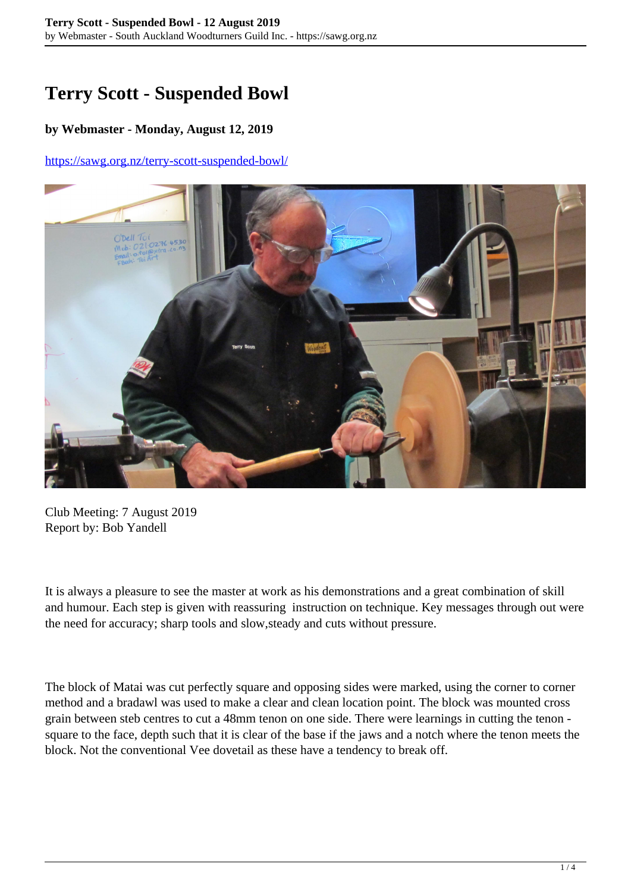# Terry Scott - Suspended Bowl

**by Webmaster - Monday, August 12, 2019**

https://sawg.org.nz/terry-scott-suspended-bowl/

Club Meeting: 7 August 2019
Report by: Bob Yandell

It is always a pleasure to see the master at work as his demonstrations and a great combination of skill and humour. Each step is given with reassuring instruction on technique. Key messages through out were the need for accuracy; sharp tools and slow,steady and cuts without pressure.

The block of Matai was cut perfectly square and opposing sides were marked, using the corner to corner method and a bradawl was used to make a clear and clean location point. The block was mounted cross grain between steb centres to cut a 48mm tenon on one side. There were learnings in cutting the tenon - square to the face, depth such that it is clear of the base if the jaws and a notch where the tenon meets the block. Not the conventional Vee dovetail as these have a tendency to break off.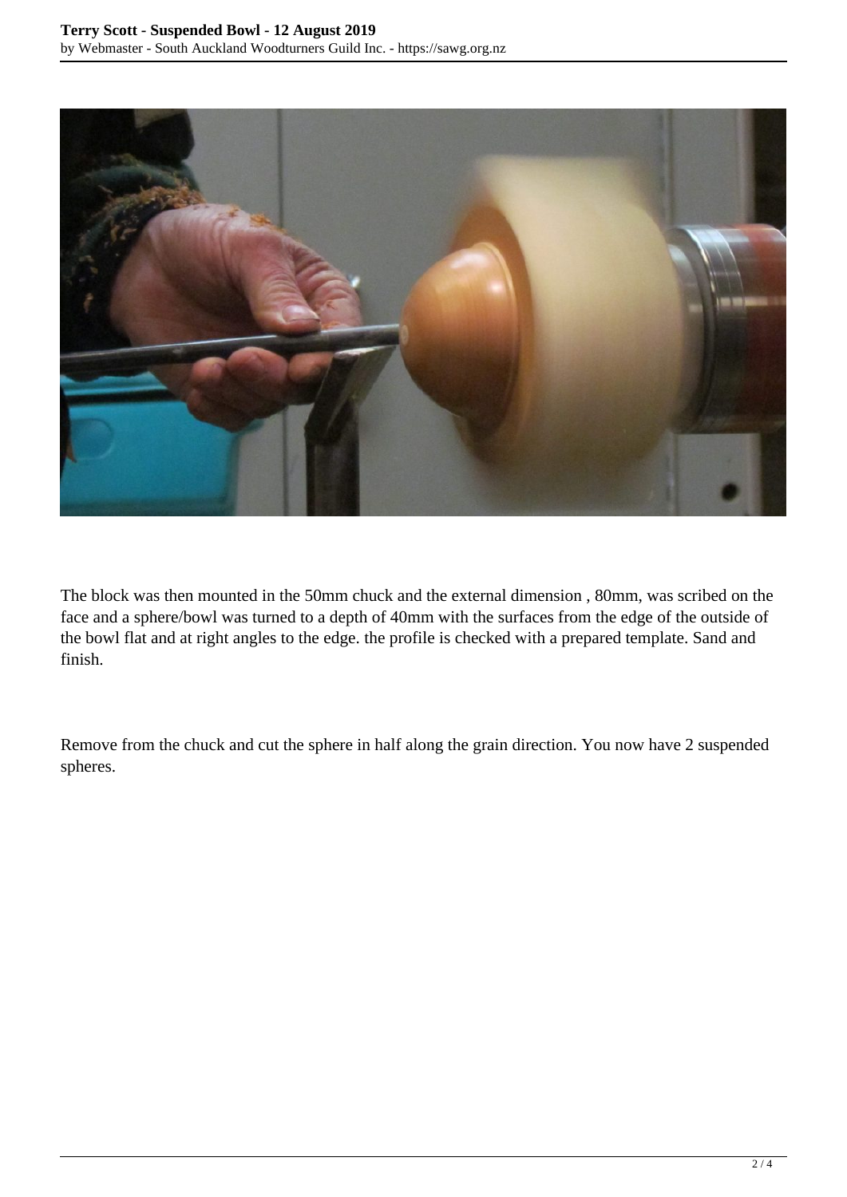The block was then mounted in the 50mm chuck and the external dimension , 80mm, was scribed on the face and a sphere/bowl was turned to a depth of 40mm with the surfaces from the edge of the outside of the bowl flat and at right angles to the edge. the profile is checked with a prepared template. Sand and finish.

Remove from the chuck and cut the sphere in half along the grain direction. You now have 2 suspended spheres.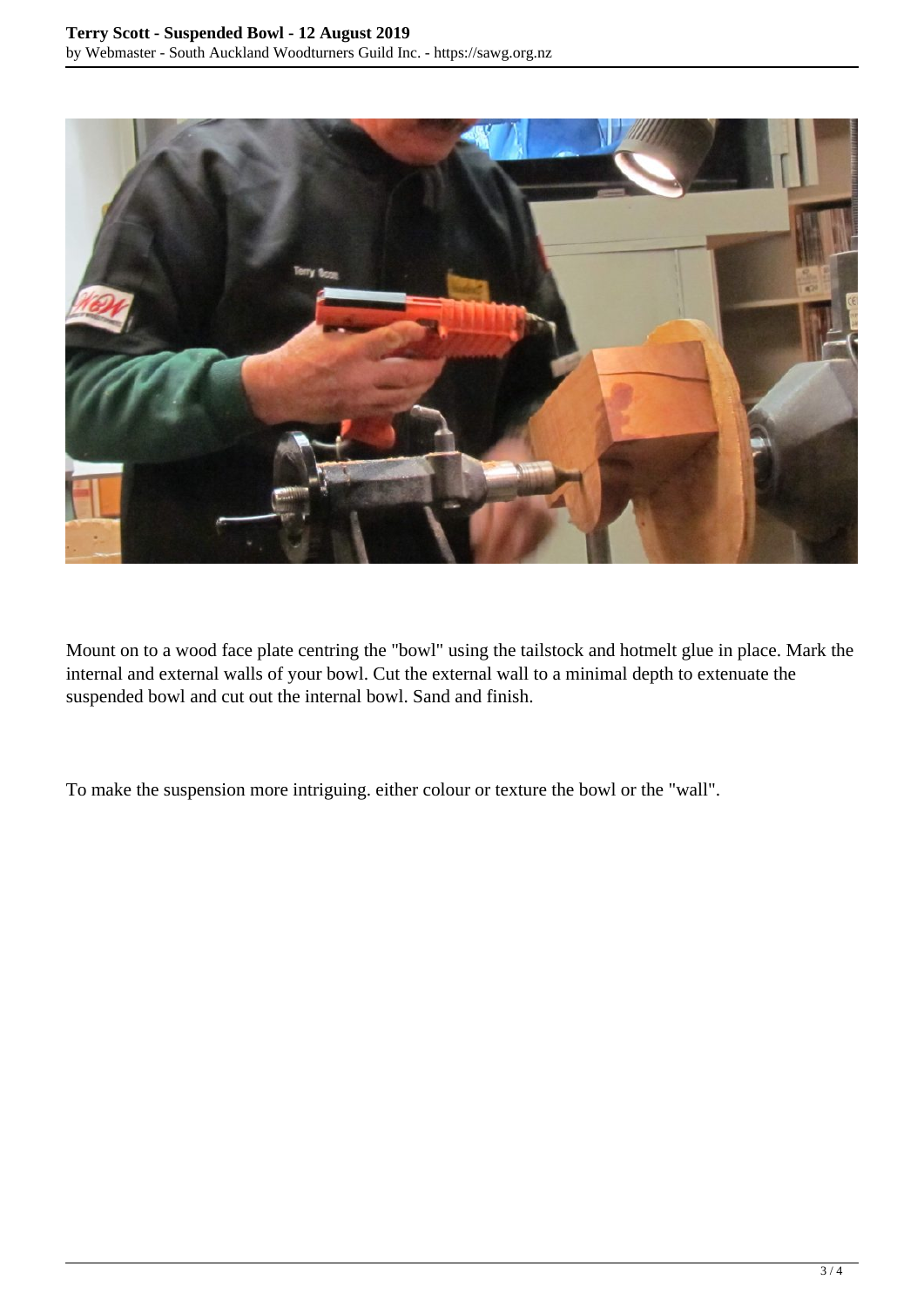Mount on to a wood face plate centring the "bowl" using the tailstock and hotmelt glue in place. Mark the internal and external walls of your bowl. Cut the external wall to a minimal depth to extenuate the suspended bowl and cut out the internal bowl. Sand and finish.

To make the suspension more intriguing. either colour or texture the bowl or the "wall".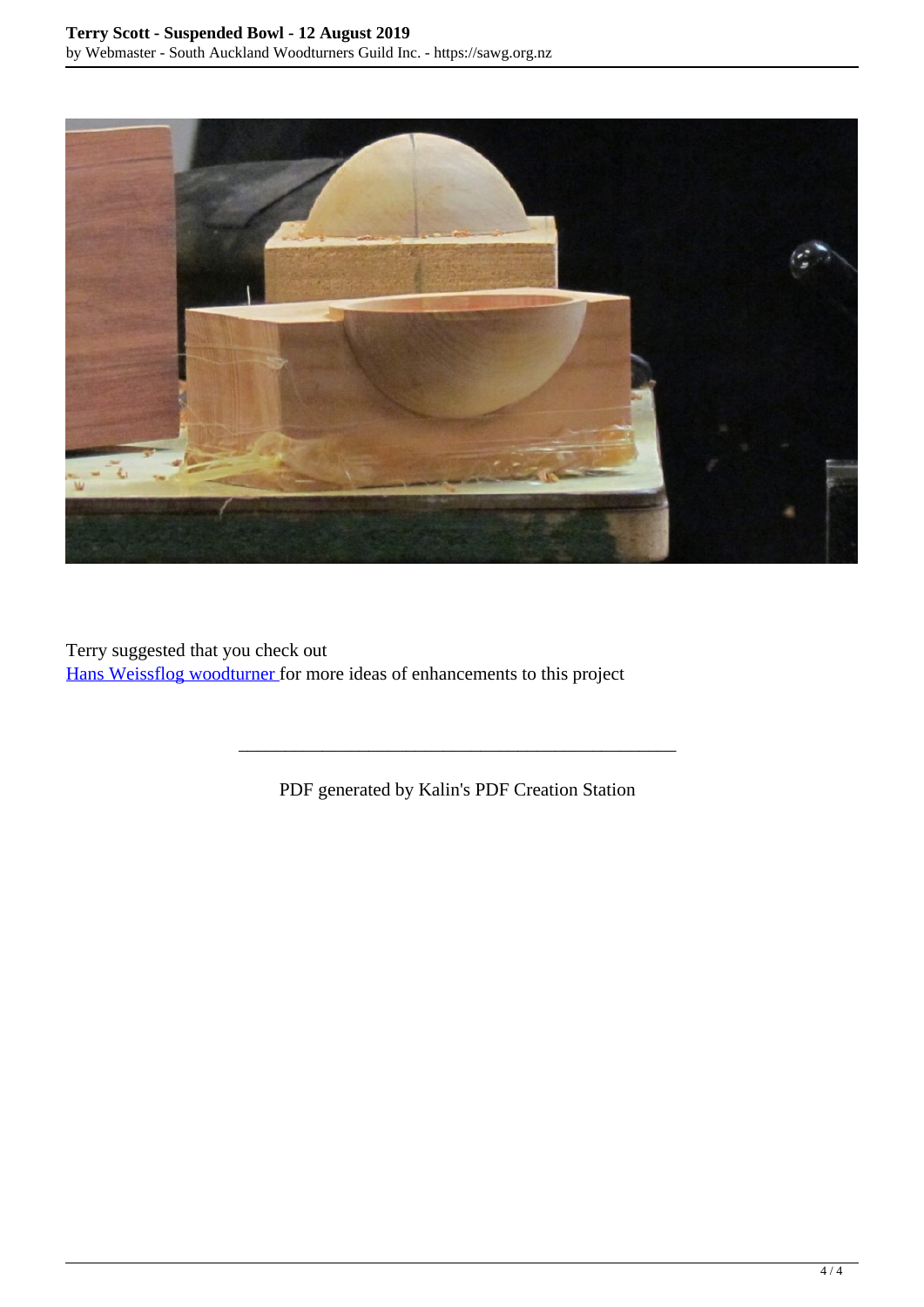Terry suggested that you check out
[Hans Weissflog woodturner ](Hans Weissflog woodturner)for more ideas of enhancements to this project

---

PDF generated by Kalin's PDF Creation Station